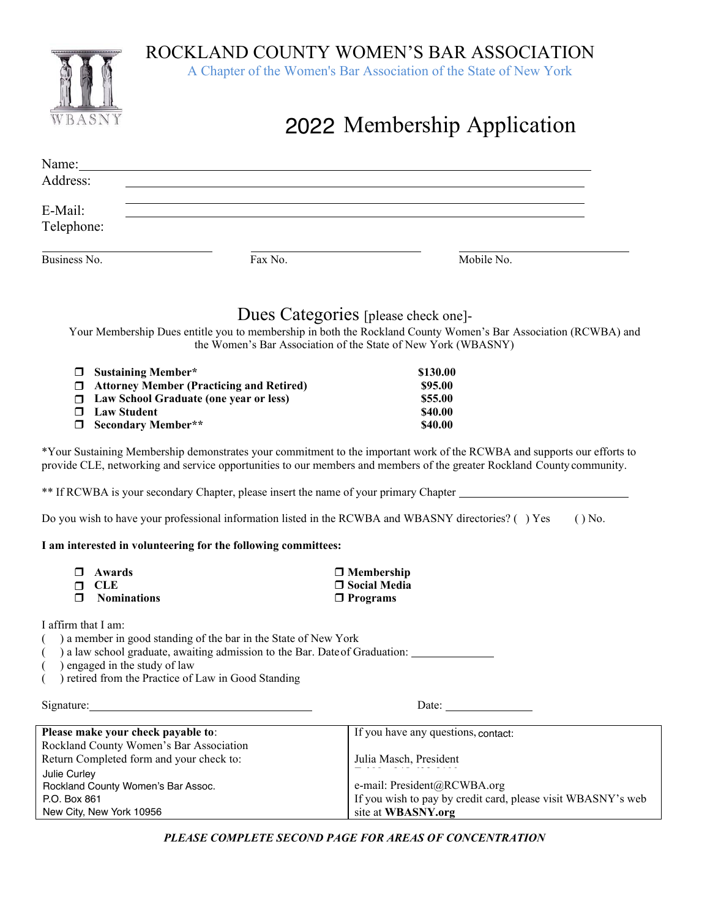# ROCKLAND COUNTY WOMEN'S BAR ASSOCIATION

A Chapter of the Women's Bar Association of the State of New York

WBASNY

## 2022 Membership Application

Name: ______________________________________________

Address: ______________________________________________

______________________________________________

E-Mail: ______________________________________________

Telephone:

______________ Business No. ______________ Fax No. ______________ Mobile No.

## Dues Categories [please check one]-

Your Membership Dues entitle you to membership in both the Rockland County Women's Bar Association (RCWBA) and the Women's Bar Association of the State of New York (WBASNY)

| | |
|---|---|
| ❒ **Sustaining Member*** | **$130.00** |
| ❒ **Attorney Member (Practicing and Retired)** | **$95.00** |
| ❒ **Law School Graduate (one year or less)** | **$55.00** |
| ❒ **Law Student** | **$40.00** |
| ❒ **Secondary Member**** | **$40.00** |

*Your Sustaining Membership demonstrates your commitment to the important work of the RCWBA and supports our efforts to provide CLE, networking and service opportunities to our members and members of the greater Rockland County community.

** If RCWBA is your secondary Chapter, please insert the name of your primary Chapter ______________________

Do you wish to have your professional information listed in the RCWBA and WBASNY directories? ( ) Yes ( ) No.

**I am interested in volunteering for the following committees:**

- ❒ **Awards**
- ❒ **CLE**
- ❒ **Nominations**
- ❒ **Membership**
- ❒ **Social Media**
- ❒ **Programs**

I affirm that I am:

( ) a member in good standing of the bar in the State of New York

( ) a law school graduate, awaiting admission to the Bar. Date of Graduation: ______________

( ) engaged in the study of law

( ) retired from the Practice of Law in Good Standing

Signature: ______________________________ Date: ______________

| **Please make your check payable to**:<br>Rockland County Women's Bar Association<br>Return Completed form and your check to:<br>Julie Curley<br>Rockland County Women's Bar Assoc.<br>P.O. Box 861<br>New City, New York 10956 | If you have any questions, contact:<br><br>Julia Masch, President<br><br>e-mail: President@RCWBA.org<br>If you wish to pay by credit card, please visit WBASNY's web site at **WBASNY.org** |
|---|---|

***PLEASE COMPLETE SECOND PAGE FOR AREAS OF CONCENTRATION***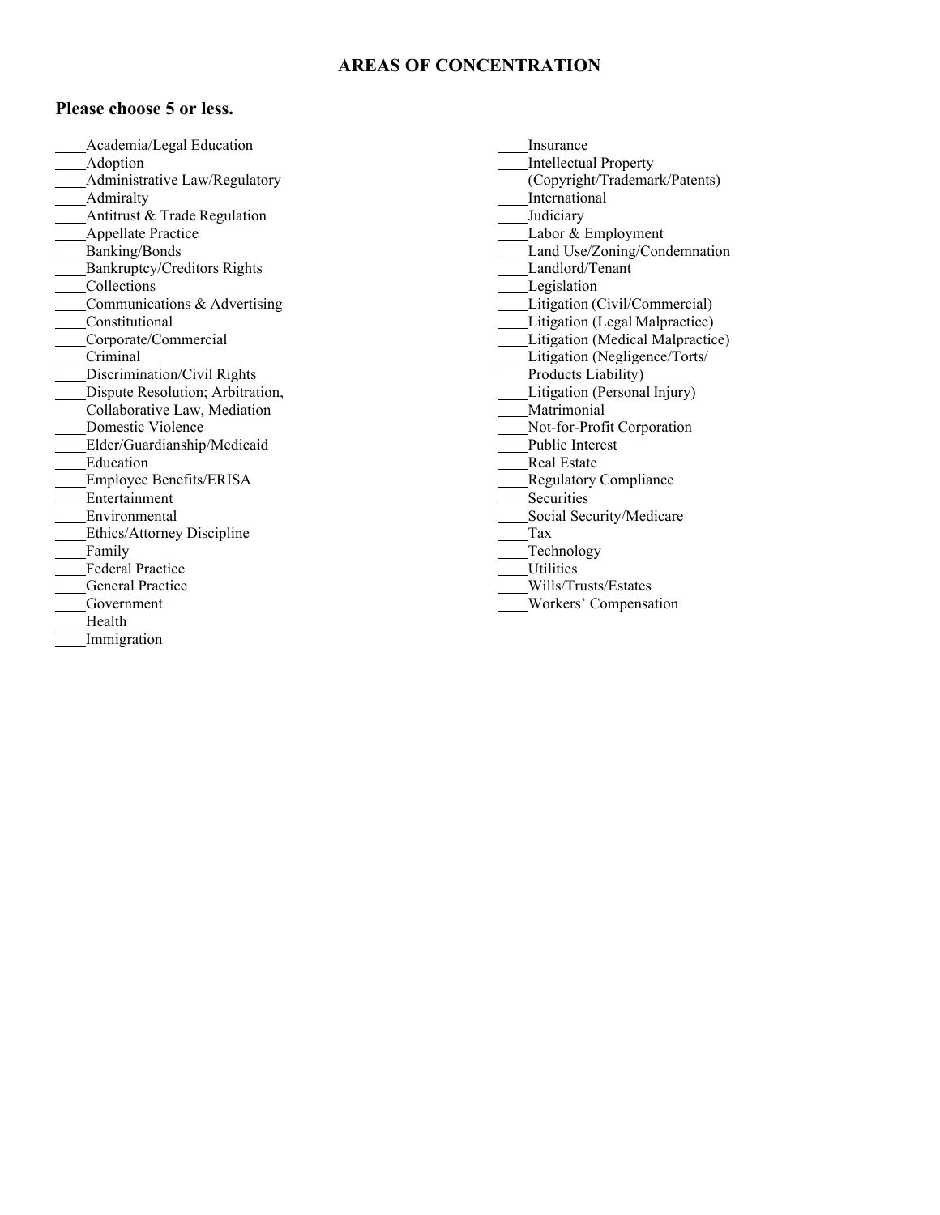## AREAS OF CONCENTRATION

### Please choose 5 or less.

____Academia/Legal Education
____Adoption
____Administrative Law/Regulatory
____Admiralty
____Antitrust & Trade Regulation
____Appellate Practice
____Banking/Bonds
____Bankruptcy/Creditors Rights
____Collections
____Communications & Advertising
____Constitutional
____Corporate/Commercial
____Criminal
____Discrimination/Civil Rights
____Dispute Resolution; Arbitration, Collaborative Law, Mediation
____Domestic Violence
____Elder/Guardianship/Medicaid
____Education
____Employee Benefits/ERISA
____Entertainment
____Environmental
____Ethics/Attorney Discipline
____Family
____Federal Practice
____General Practice
____Government
____Health
____Immigration
____Insurance
____Intellectual Property (Copyright/Trademark/Patents)
____International
____Judiciary
____Labor & Employment
____Land Use/Zoning/Condemnation
____Landlord/Tenant
____Legislation
____Litigation (Civil/Commercial)
____Litigation (Legal Malpractice)
____Litigation (Medical Malpractice)
____Litigation (Negligence/Torts/ Products Liability)
____Litigation (Personal Injury)
____Matrimonial
____Not-for-Profit Corporation
____Public Interest
____Real Estate
____Regulatory Compliance
____Securities
____Social Security/Medicare
____Tax
____Technology
____Utilities
____Wills/Trusts/Estates
____Workers' Compensation